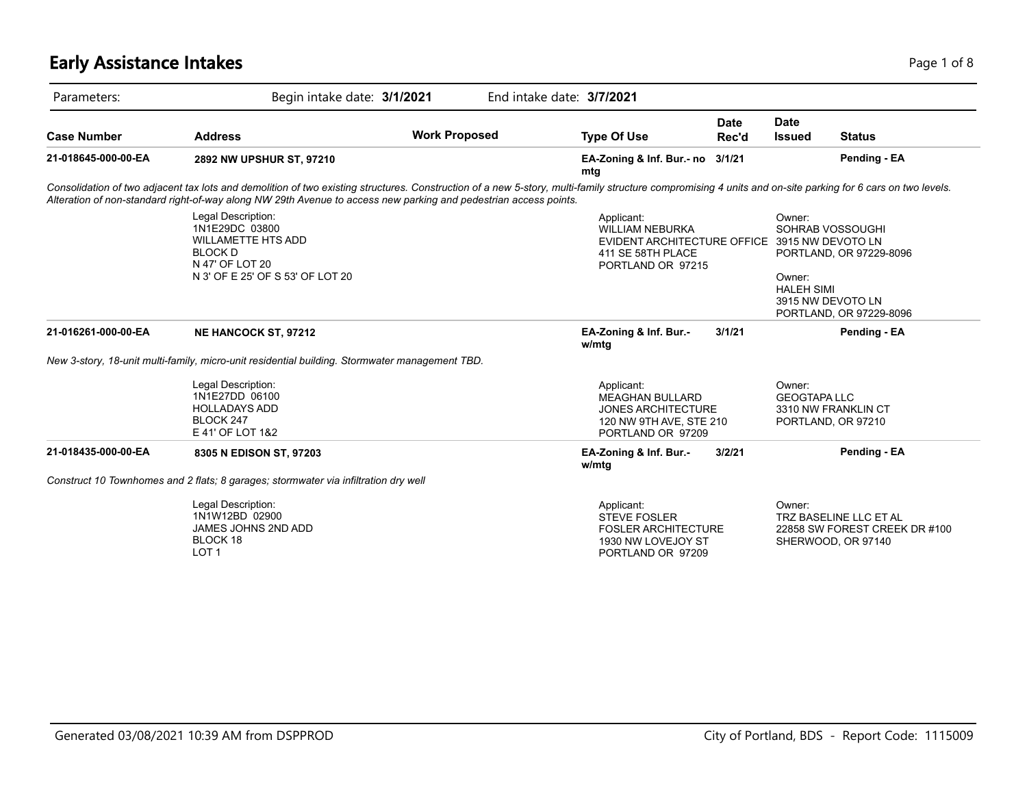# Early Assistance Intakes

Parameters: Begin intake date: **3/1/2021** End intake date: **3/7/2021**

| Case Number | Address | Work Proposed | Type Of Use | Date Rec'd | Date Issued | Status |
|---|---|---|---|---|---|---|
| **21-018645-000-00-EA** | **2892 NW UPSHUR ST, 97210** | | **EA-Zoning & Inf. Bur.- no mtg** | **3/1/21** | | **Pending - EA** |

*Consolidation of two adjacent tax lots and demolition of two existing structures. Construction of a new 5-story, multi-family structure compromising 4 units and on-site parking for 6 cars on two levels. Alteration of non-standard right-of-way along NW 29th Avenue to access new parking and pedestrian access points.*

Legal Description:
1N1E29DC 03800
WILLAMETTE HTS ADD
BLOCK D
N 47' OF LOT 20
N 3' OF E 25' OF S 53' OF LOT 20

Applicant:
WILLIAM NEBURKA
EVIDENT ARCHITECTURE OFFICE
411 SE 58TH PLACE
PORTLAND OR 97215

Owner:
SOHRAB VOSSOUGHI
3915 NW DEVOTO LN
PORTLAND, OR 97229-8096

Owner:
HALEH SIMI
3915 NW DEVOTO LN
PORTLAND, OR 97229-8096

| Case Number | Address | Work Proposed | Type Of Use | Date Rec'd | Date Issued | Status |
|---|---|---|---|---|---|---|
| **21-016261-000-00-EA** | **NE HANCOCK ST, 97212** | | **EA-Zoning & Inf. Bur.- w/mtg** | **3/1/21** | | **Pending - EA** |

*New 3-story, 18-unit multi-family, micro-unit residential building. Stormwater management TBD.*

Legal Description:
1N1E27DD 06100
HOLLADAYS ADD
BLOCK 247
E 41' OF LOT 1&2

Applicant:
MEAGHAN BULLARD
JONES ARCHITECTURE
120 NW 9TH AVE, STE 210
PORTLAND OR 97209

Owner:
GEOGTAPA LLC
3310 NW FRANKLIN CT
PORTLAND, OR 97210

| Case Number | Address | Work Proposed | Type Of Use | Date Rec'd | Date Issued | Status |
|---|---|---|---|---|---|---|
| **21-018435-000-00-EA** | **8305 N EDISON ST, 97203** | | **EA-Zoning & Inf. Bur.- w/mtg** | **3/2/21** | | **Pending - EA** |

*Construct 10 Townhomes and 2 flats; 8 garages; stormwater via infiltration dry well*

Legal Description:
1N1W12BD 02900
JAMES JOHNS 2ND ADD
BLOCK 18
LOT 1

Applicant:
STEVE FOSLER
FOSLER ARCHITECTURE
1930 NW LOVEJOY ST
PORTLAND OR 97209

Owner:
TRZ BASELINE LLC ET AL
22858 SW FOREST CREEK DR #100
SHERWOOD, OR 97140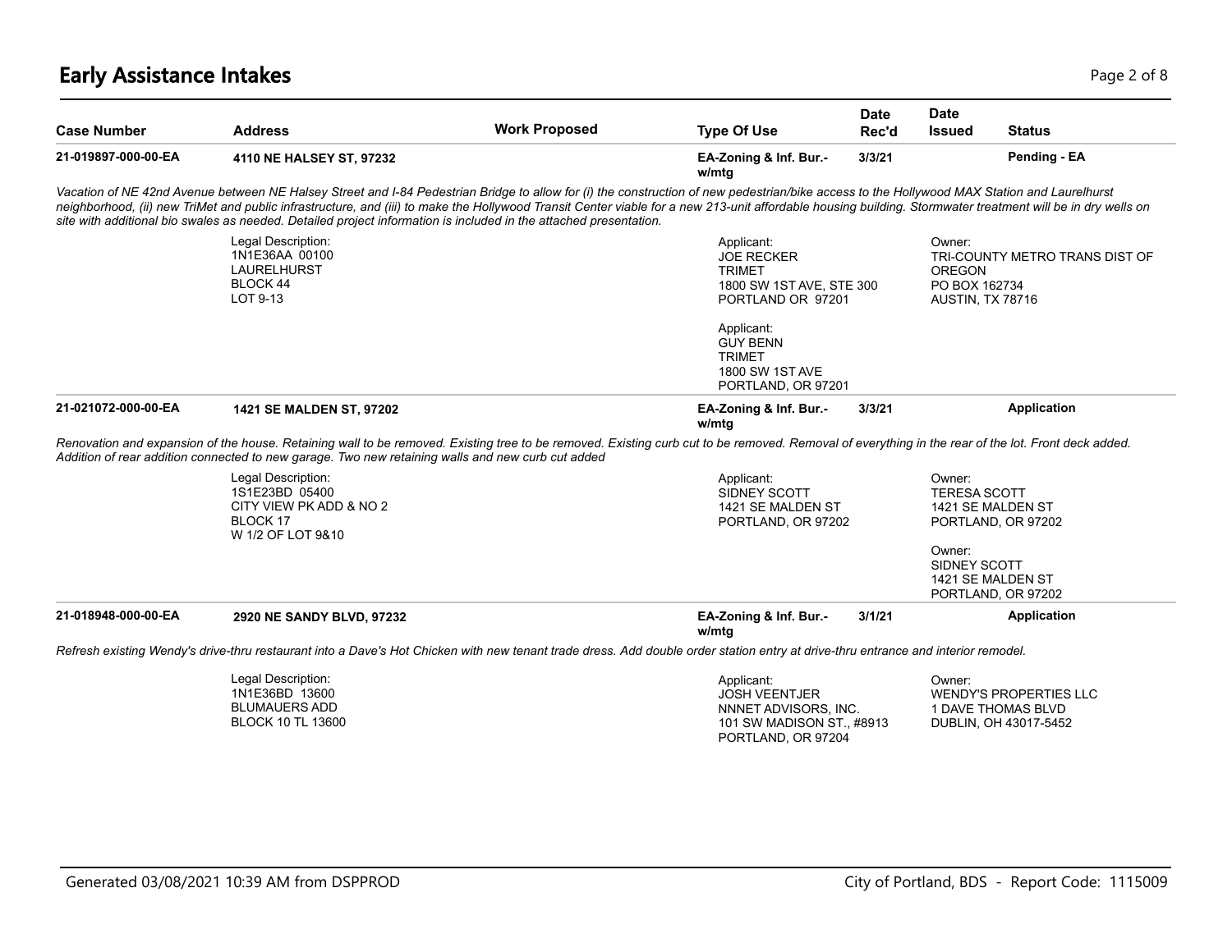# Early Assistance Intakes

| Case Number | Address | Work Proposed | Type Of Use | Date Rec'd | Date Issued | Status |
|---|---|---|---|---|---|---|
| 21-019897-000-00-EA | 4110 NE HALSEY ST, 97232 | | EA-Zoning & Inf. Bur.- w/mtg | 3/3/21 | | Pending - EA |

*Vacation of NE 42nd Avenue between NE Halsey Street and I-84 Pedestrian Bridge to allow for (i) the construction of new pedestrian/bike access to the Hollywood MAX Station and Laurelhurst neighborhood, (ii) new TriMet and public infrastructure, and (iii) to make the Hollywood Transit Center viable for a new 213-unit affordable housing building. Stormwater treatment will be in dry wells on site with additional bio swales as needed. Detailed project information is included in the attached presentation.*

Legal Description:
1N1E36AA 00100
LAURELHURST
BLOCK 44
LOT 9-13

Applicant:
JOE RECKER
TRIMET
1800 SW 1ST AVE, STE 300
PORTLAND OR 97201

Applicant:
GUY BENN
TRIMET
1800 SW 1ST AVE
PORTLAND, OR 97201

Owner:
TRI-COUNTY METRO TRANS DIST OF OREGON
PO BOX 162734
AUSTIN, TX 78716

| Case Number | Address | Work Proposed | Type Of Use | Date Rec'd | Date Issued | Status |
|---|---|---|---|---|---|---|
| 21-021072-000-00-EA | 1421 SE MALDEN ST, 97202 | | EA-Zoning & Inf. Bur.- w/mtg | 3/3/21 | | Application |

*Renovation and expansion of the house. Retaining wall to be removed. Existing tree to be removed. Existing curb cut to be removed. Removal of everything in the rear of the lot. Front deck added. Addition of rear addition connected to new garage. Two new retaining walls and new curb cut added*

Legal Description:
1S1E23BD 05400
CITY VIEW PK ADD & NO 2
BLOCK 17
W 1/2 OF LOT 9&10

Applicant:
SIDNEY SCOTT
1421 SE MALDEN ST
PORTLAND, OR 97202

Owner:
TERESA SCOTT
1421 SE MALDEN ST
PORTLAND, OR 97202

Owner:
SIDNEY SCOTT
1421 SE MALDEN ST
PORTLAND, OR 97202

| Case Number | Address | Work Proposed | Type Of Use | Date Rec'd | Date Issued | Status |
|---|---|---|---|---|---|---|
| 21-018948-000-00-EA | 2920 NE SANDY BLVD, 97232 | | EA-Zoning & Inf. Bur.- w/mtg | 3/1/21 | | Application |

*Refresh existing Wendy's drive-thru restaurant into a Dave's Hot Chicken with new tenant trade dress. Add double order station entry at drive-thru entrance and interior remodel.*

Legal Description:
1N1E36BD 13600
BLUMAUERS ADD
BLOCK 10 TL 13600

Applicant:
JOSH VEENTJER
NNNET ADVISORS, INC.
101 SW MADISON ST., #8913
PORTLAND, OR 97204

Owner:
WENDY'S PROPERTIES LLC
1 DAVE THOMAS BLVD
DUBLIN, OH 43017-5452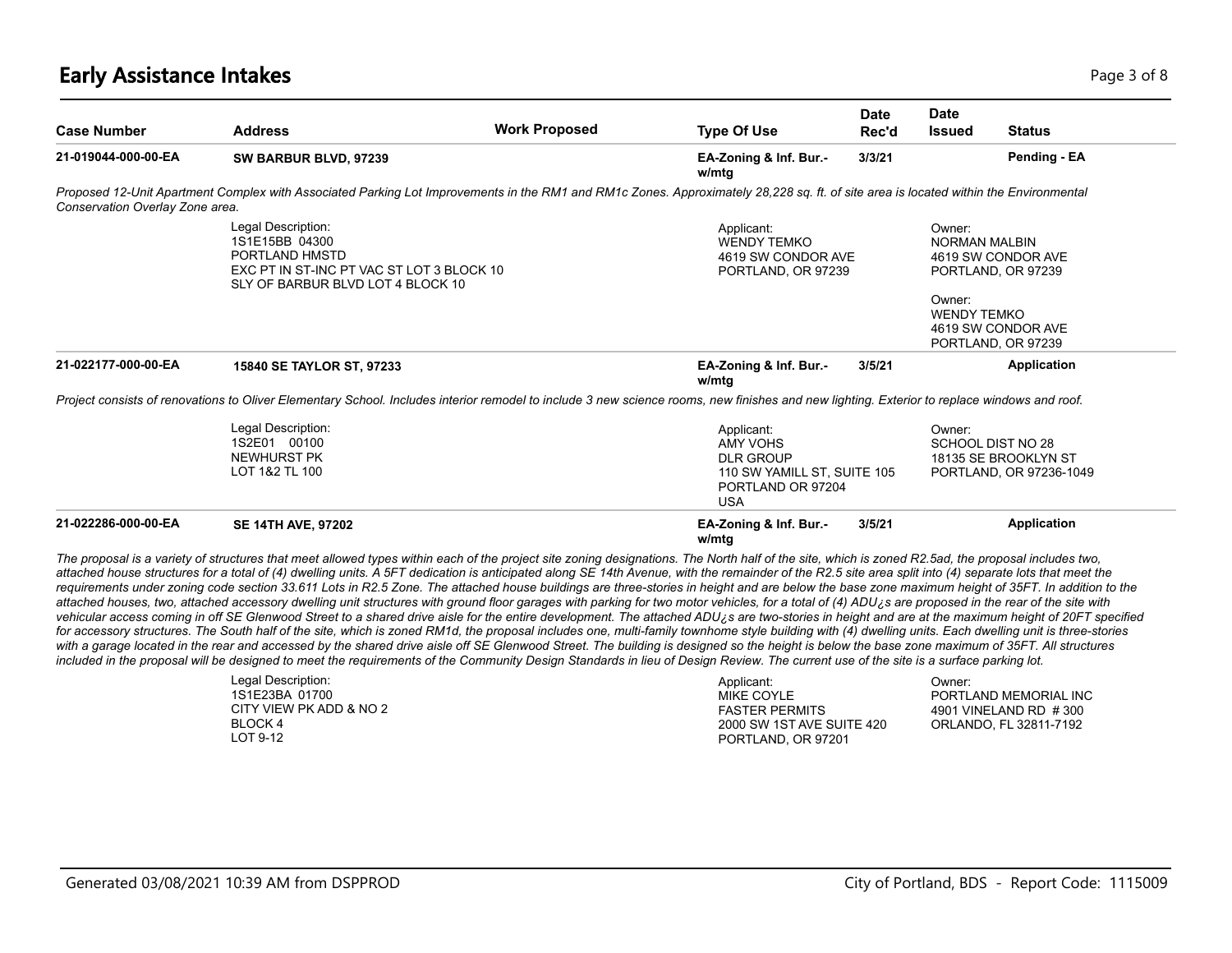# Early Assistance Intakes

| Case Number | Address | Work Proposed | Type Of Use | Date Rec'd | Date Issued | Status |
|---|---|---|---|---|---|---|
| **21-019044-000-00-EA** | **SW BARBUR BLVD, 97239** | | **EA-Zoning & Inf. Bur.- w/mtg** | **3/3/21** | | **Pending - EA** |

*Proposed 12-Unit Apartment Complex with Associated Parking Lot Improvements in the RM1 and RM1c Zones. Approximately 28,228 sq. ft. of site area is located within the Environmental Conservation Overlay Zone area.*

Legal Description:
1S1E15BB 04300
PORTLAND HMSTD
EXC PT IN ST-INC PT VAC ST LOT 3 BLOCK 10
SLY OF BARBUR BLVD LOT 4 BLOCK 10

Applicant:
WENDY TEMKO
4619 SW CONDOR AVE
PORTLAND, OR 97239

Owner:
NORMAN MALBIN
4619 SW CONDOR AVE
PORTLAND, OR 97239

Owner:
WENDY TEMKO
4619 SW CONDOR AVE
PORTLAND, OR 97239

| Case Number | Address | Work Proposed | Type Of Use | Date Rec'd | Date Issued | Status |
|---|---|---|---|---|---|---|
| **21-022177-000-00-EA** | **15840 SE TAYLOR ST, 97233** | | **EA-Zoning & Inf. Bur.- w/mtg** | **3/5/21** | | **Application** |

*Project consists of renovations to Oliver Elementary School. Includes interior remodel to include 3 new science rooms, new finishes and new lighting. Exterior to replace windows and roof.*

Legal Description:
1S2E01 00100
NEWHURST PK
LOT 1&2 TL 100

Applicant:
AMY VOHS
DLR GROUP
110 SW YAMILL ST, SUITE 105
PORTLAND OR 97204
USA

Owner:
SCHOOL DIST NO 28
18135 SE BROOKLYN ST
PORTLAND, OR 97236-1049

| Case Number | Address | Work Proposed | Type Of Use | Date Rec'd | Date Issued | Status |
|---|---|---|---|---|---|---|
| **21-022286-000-00-EA** | **SE 14TH AVE, 97202** | | **EA-Zoning & Inf. Bur.- w/mtg** | **3/5/21** | | **Application** |

*The proposal is a variety of structures that meet allowed types within each of the project site zoning designations. The North half of the site, which is zoned R2.5ad, the proposal includes two, attached house structures for a total of (4) dwelling units. A 5FT dedication is anticipated along SE 14th Avenue, with the remainder of the R2.5 site area split into (4) separate lots that meet the requirements under zoning code section 33.611 Lots in R2.5 Zone. The attached house buildings are three-stories in height and are below the base zone maximum height of 35FT. In addition to the attached houses, two, attached accessory dwelling unit structures with ground floor garages with parking for two motor vehicles, for a total of (4) ADU¿s are proposed in the rear of the site with vehicular access coming in off SE Glenwood Street to a shared drive aisle for the entire development. The attached ADU¿s are two-stories in height and are at the maximum height of 20FT specified for accessory structures. The South half of the site, which is zoned RM1d, the proposal includes one, multi-family townhome style building with (4) dwelling units. Each dwelling unit is three-stories with a garage located in the rear and accessed by the shared drive aisle off SE Glenwood Street. The building is designed so the height is below the base zone maximum of 35FT. All structures included in the proposal will be designed to meet the requirements of the Community Design Standards in lieu of Design Review. The current use of the site is a surface parking lot.*

Legal Description:
1S1E23BA 01700
CITY VIEW PK ADD & NO 2
BLOCK 4
LOT 9-12

Applicant:
MIKE COYLE
FASTER PERMITS
2000 SW 1ST AVE SUITE 420
PORTLAND, OR 97201

Owner:
PORTLAND MEMORIAL INC
4901 VINELAND RD # 300
ORLANDO, FL 32811-7192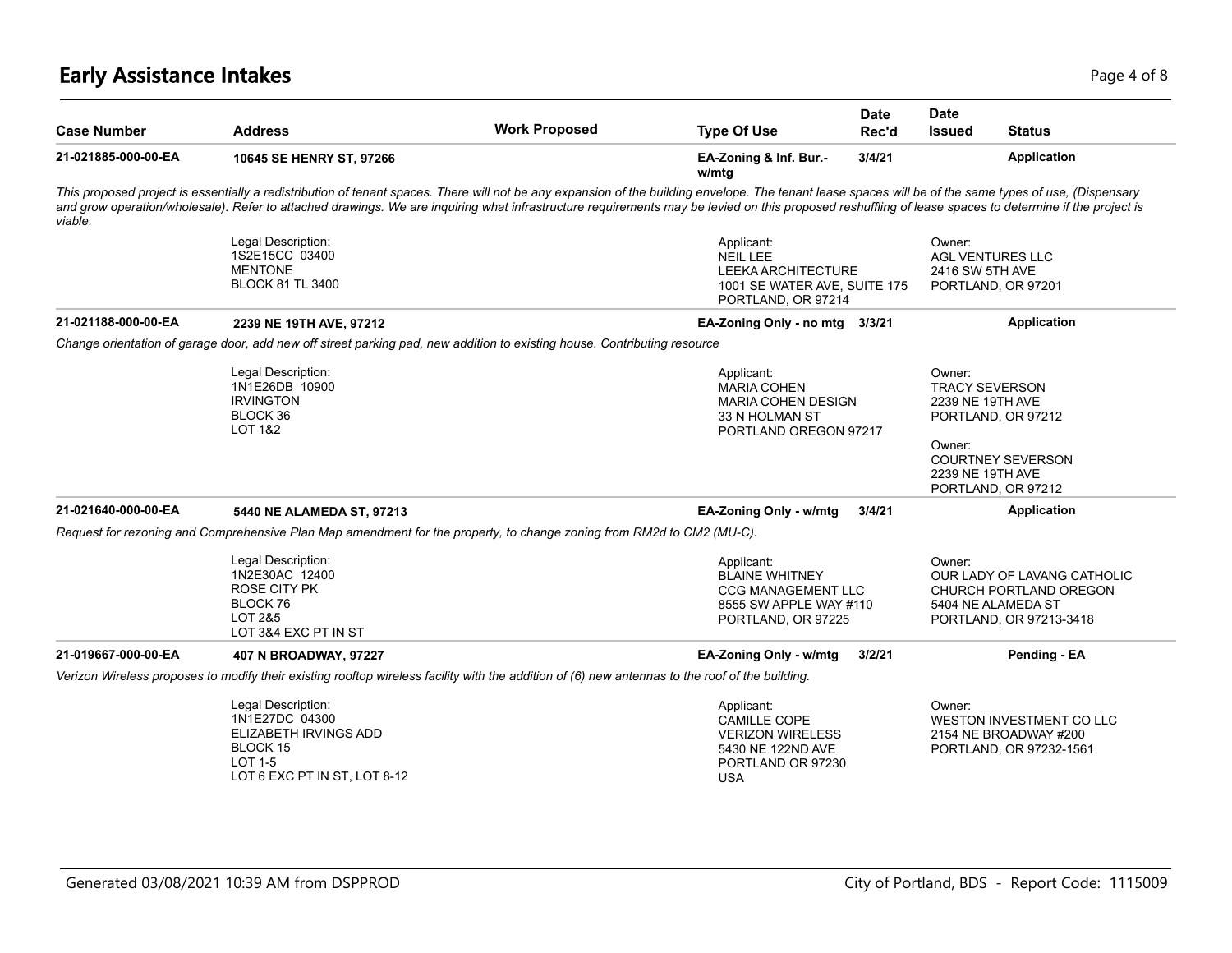## Early Assistance Intakes

| Case Number | Address | Work Proposed | Type Of Use | Date Rec'd | Date Issued | Status |
|---|---|---|---|---|---|---|
| **21-021885-000-00-EA** | **10645 SE HENRY ST, 97266** | | **EA-Zoning & Inf. Bur.- w/mtg** | **3/4/21** | | **Application** |

*This proposed project is essentially a redistribution of tenant spaces. There will not be any expansion of the building envelope. The tenant lease spaces will be of the same types of use, (Dispensary and grow operation/wholesale). Refer to attached drawings. We are inquiring what infrastructure requirements may be levied on this proposed reshuffling of lease spaces to determine if the project is viable.*

Legal Description:
1S2E15CC 03400
MENTONE
BLOCK 81 TL 3400

Applicant:
NEIL LEE
LEEKA ARCHITECTURE
1001 SE WATER AVE, SUITE 175
PORTLAND, OR 97214

Owner:
AGL VENTURES LLC
2416 SW 5TH AVE
PORTLAND, OR 97201

| Case Number | Address | Work Proposed | Type Of Use | Date Rec'd | Date Issued | Status |
|---|---|---|---|---|---|---|
| **21-021188-000-00-EA** | **2239 NE 19TH AVE, 97212** | | **EA-Zoning Only - no mtg** | **3/3/21** | | **Application** |

*Change orientation of garage door, add new off street parking pad, new addition to existing house. Contributing resource*

Legal Description:
1N1E26DB 10900
IRVINGTON
BLOCK 36
LOT 1&2

Applicant:
MARIA COHEN
MARIA COHEN DESIGN
33 N HOLMAN ST
PORTLAND OREGON 97217

Owner:
TRACY SEVERSON
2239 NE 19TH AVE
PORTLAND, OR 97212

Owner:
COURTNEY SEVERSON
2239 NE 19TH AVE
PORTLAND, OR 97212

| Case Number | Address | Work Proposed | Type Of Use | Date Rec'd | Date Issued | Status |
|---|---|---|---|---|---|---|
| **21-021640-000-00-EA** | **5440 NE ALAMEDA ST, 97213** | | **EA-Zoning Only - w/mtg** | **3/4/21** | | **Application** |

*Request for rezoning and Comprehensive Plan Map amendment for the property, to change zoning from RM2d to CM2 (MU-C).*

Legal Description:
1N2E30AC 12400
ROSE CITY PK
BLOCK 76
LOT 2&5
LOT 3&4 EXC PT IN ST

Applicant:
BLAINE WHITNEY
CCG MANAGEMENT LLC
8555 SW APPLE WAY #110
PORTLAND, OR 97225

Owner:
OUR LADY OF LAVANG CATHOLIC CHURCH PORTLAND OREGON
5404 NE ALAMEDA ST
PORTLAND, OR 97213-3418

| Case Number | Address | Work Proposed | Type Of Use | Date Rec'd | Date Issued | Status |
|---|---|---|---|---|---|---|
| **21-019667-000-00-EA** | **407 N BROADWAY, 97227** | | **EA-Zoning Only - w/mtg** | **3/2/21** | | **Pending - EA** |

*Verizon Wireless proposes to modify their existing rooftop wireless facility with the addition of (6) new antennas to the roof of the building.*

Legal Description:
1N1E27DC 04300
ELIZABETH IRVINGS ADD
BLOCK 15
LOT 1-5
LOT 6 EXC PT IN ST, LOT 8-12

Applicant:
CAMILLE COPE
VERIZON WIRELESS
5430 NE 122ND AVE
PORTLAND OR 97230
USA

Owner:
WESTON INVESTMENT CO LLC
2154 NE BROADWAY #200
PORTLAND, OR 97232-1561

Generated 03/08/2021 10:39 AM from DSPPROD

City of Portland, BDS - Report Code: 1115009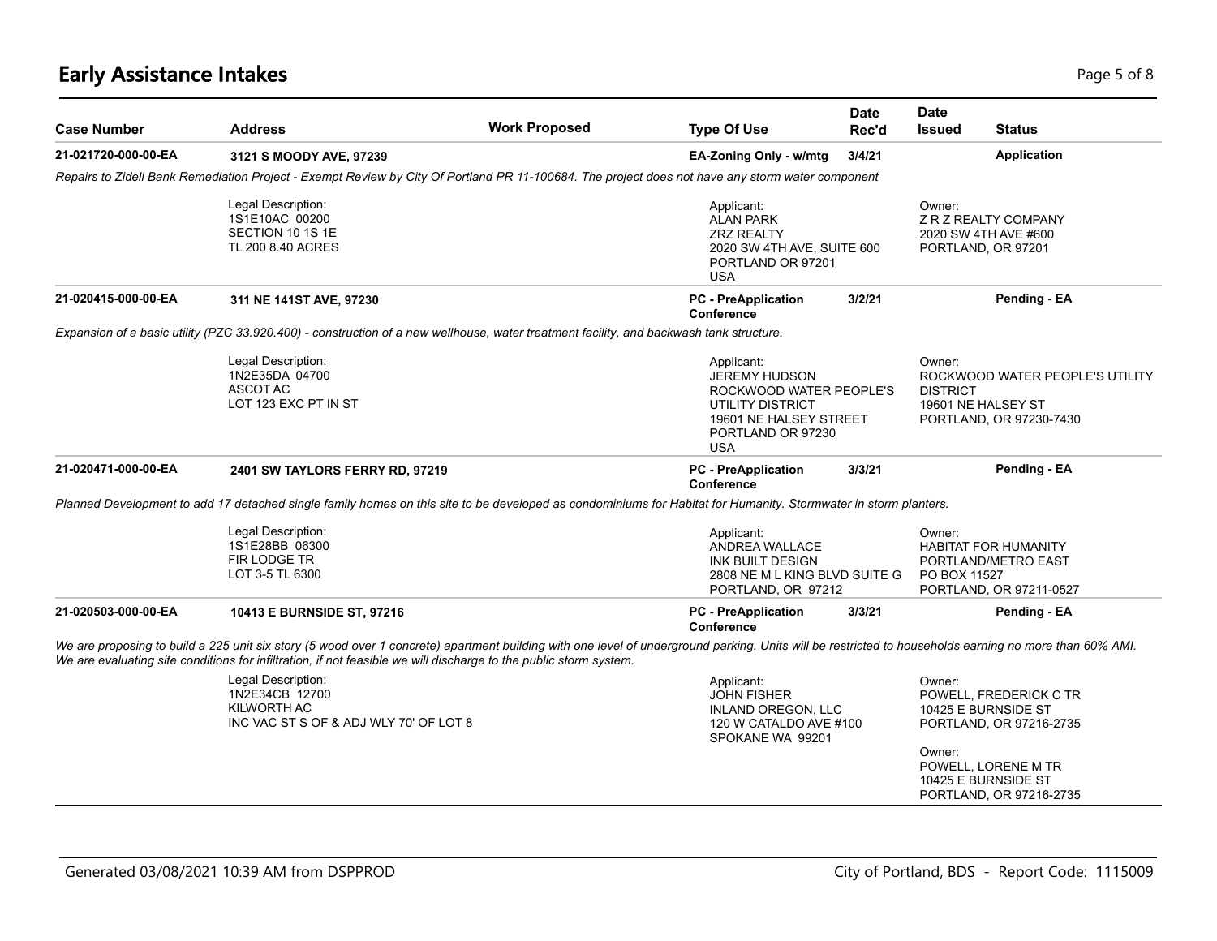# Early Assistance Intakes

| Case Number | Address | Work Proposed | Type Of Use | Date Rec'd | Date Issued | Status |
|---|---|---|---|---|---|---|
| **21-021720-000-00-EA** | **3121 S MOODY AVE, 97239** | | **EA-Zoning Only - w/mtg** | **3/4/21** | | **Application** |

*Repairs to Zidell Bank Remediation Project - Exempt Review by City Of Portland PR 11-100684. The project does not have any storm water component*

Legal Description:
1S1E10AC 00200
SECTION 10 1S 1E
TL 200 8.40 ACRES

Applicant:
ALAN PARK
ZRZ REALTY
2020 SW 4TH AVE, SUITE 600
PORTLAND OR 97201
USA

Owner:
Z R Z REALTY COMPANY
2020 SW 4TH AVE #600
PORTLAND, OR 97201

| Case Number | Address | Work Proposed | Type Of Use | Date Rec'd | Date Issued | Status |
|---|---|---|---|---|---|---|
| **21-020415-000-00-EA** | **311 NE 141ST AVE, 97230** | | **PC - PreApplication Conference** | **3/2/21** | | **Pending - EA** |

*Expansion of a basic utility (PZC 33.920.400) - construction of a new wellhouse, water treatment facility, and backwash tank structure.*

Legal Description:
1N2E35DA 04700
ASCOT AC
LOT 123 EXC PT IN ST

Applicant:
JEREMY HUDSON
ROCKWOOD WATER PEOPLE'S UTILITY DISTRICT
19601 NE HALSEY STREET
PORTLAND OR 97230
USA

Owner:
ROCKWOOD WATER PEOPLE'S UTILITY DISTRICT
19601 NE HALSEY ST
PORTLAND, OR 97230-7430

| Case Number | Address | Work Proposed | Type Of Use | Date Rec'd | Date Issued | Status |
|---|---|---|---|---|---|---|
| **21-020471-000-00-EA** | **2401 SW TAYLORS FERRY RD, 97219** | | **PC - PreApplication Conference** | **3/3/21** | | **Pending - EA** |

*Planned Development to add 17 detached single family homes on this site to be developed as condominiums for Habitat for Humanity. Stormwater in storm planters.*

Legal Description:
1S1E28BB 06300
FIR LODGE TR
LOT 3-5 TL 6300

Applicant:
ANDREA WALLACE
INK BUILT DESIGN
2808 NE M L KING BLVD SUITE G
PORTLAND, OR 97212

Owner:
HABITAT FOR HUMANITY
PORTLAND/METRO EAST
PO BOX 11527
PORTLAND, OR 97211-0527

| Case Number | Address | Work Proposed | Type Of Use | Date Rec'd | Date Issued | Status |
|---|---|---|---|---|---|---|
| **21-020503-000-00-EA** | **10413 E BURNSIDE ST, 97216** | | **PC - PreApplication Conference** | **3/3/21** | | **Pending - EA** |

*We are proposing to build a 225 unit six story (5 wood over 1 concrete) apartment building with one level of underground parking. Units will be restricted to households earning no more than 60% AMI. We are evaluating site conditions for infiltration, if not feasible we will discharge to the public storm system.*

Legal Description:
1N2E34CB 12700
KILWORTH AC
INC VAC ST S OF & ADJ WLY 70' OF LOT 8

Applicant:
JOHN FISHER
INLAND OREGON, LLC
120 W CATALDO AVE #100
SPOKANE WA 99201

Owner:
POWELL, FREDERICK C TR
10425 E BURNSIDE ST
PORTLAND, OR 97216-2735

Owner:
POWELL, LORENE M TR
10425 E BURNSIDE ST
PORTLAND, OR 97216-2735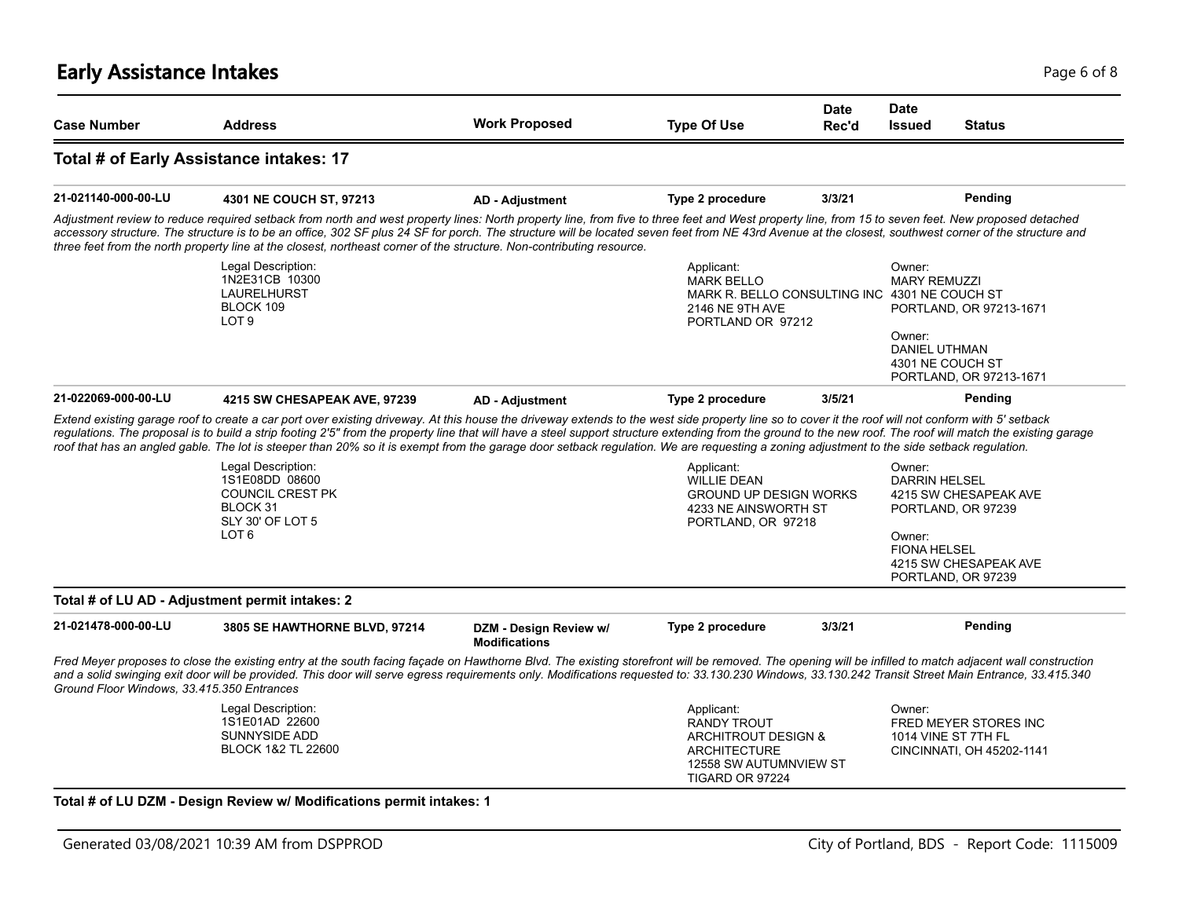# Early Assistance Intakes

| Case Number | Address | Work Proposed | Type Of Use | Date Rec'd | Date Issued | Status |
|---|---|---|---|---|---|---|

**Total # of Early Assistance intakes: 17**

| Case Number | Address | Work Proposed | Type Of Use | Date Rec'd | Date Issued | Status |
|---|---|---|---|---|---|---|
| **21-021140-000-00-LU** | **4301 NE COUCH ST, 97213** | **AD - Adjustment** | **Type 2 procedure** | **3/3/21** | | **Pending** |

*Adjustment review to reduce required setback from north and west property lines: North property line, from five to three feet and West property line, from 15 to seven feet. New proposed detached accessory structure. The structure is to be an office, 302 SF plus 24 SF for porch. The structure will be located seven feet from NE 43rd Avenue at the closest, southwest corner of the structure and three feet from the north property line at the closest, northeast corner of the structure. Non-contributing resource.*

Legal Description:
1N2E31CB 10300
LAURELHURST
BLOCK 109
LOT 9

Applicant:
MARK BELLO
MARK R. BELLO CONSULTING INC
2146 NE 9TH AVE
PORTLAND OR 97212

Owner:
MARY REMUZZI
4301 NE COUCH ST
PORTLAND, OR 97213-1671

Owner:
DANIEL UTHMAN
4301 NE COUCH ST
PORTLAND, OR 97213-1671

| Case Number | Address | Work Proposed | Type Of Use | Date Rec'd | Date Issued | Status |
|---|---|---|---|---|---|---|
| **21-022069-000-00-LU** | **4215 SW CHESAPEAK AVE, 97239** | **AD - Adjustment** | **Type 2 procedure** | **3/5/21** | | **Pending** |

*Extend existing garage roof to create a car port over existing driveway. At this house the driveway extends to the west side property line so to cover it the roof will not conform with 5' setback regulations. The proposal is to build a strip footing 2'5" from the property line that will have a steel support structure extending from the ground to the new roof. The roof will match the existing garage roof that has an angled gable. The lot is steeper than 20% so it is exempt from the garage door setback regulation. We are requesting a zoning adjustment to the side setback regulation.*

Legal Description:
1S1E08DD 08600
COUNCIL CREST PK
BLOCK 31
SLY 30' OF LOT 5
LOT 6

Applicant:
WILLIE DEAN
GROUND UP DESIGN WORKS
4233 NE AINSWORTH ST
PORTLAND, OR 97218

Owner:
DARRIN HELSEL
4215 SW CHESAPEAK AVE
PORTLAND, OR 97239

Owner:
FIONA HELSEL
4215 SW CHESAPEAK AVE
PORTLAND, OR 97239

**Total # of LU AD - Adjustment permit intakes: 2**

| Case Number | Address | Work Proposed | Type Of Use | Date Rec'd | Date Issued | Status |
|---|---|---|---|---|---|---|
| **21-021478-000-00-LU** | **3805 SE HAWTHORNE BLVD, 97214** | **DZM - Design Review w/ Modifications** | **Type 2 procedure** | **3/3/21** | | **Pending** |

*Fred Meyer proposes to close the existing entry at the south facing façade on Hawthorne Blvd. The existing storefront will be removed. The opening will be infilled to match adjacent wall construction and a solid swinging exit door will be provided. This door will serve egress requirements only. Modifications requested to: 33.130.230 Windows, 33.130.242 Transit Street Main Entrance, 33.415.340 Ground Floor Windows, 33.415.350 Entrances*

Legal Description:
1S1E01AD 22600
SUNNYSIDE ADD
BLOCK 1&2 TL 22600

Applicant:
RANDY TROUT
ARCHITROUT DESIGN &
ARCHITECTURE
12558 SW AUTUMNVIEW ST
TIGARD OR 97224

Owner:
FRED MEYER STORES INC
1014 VINE ST 7TH FL
CINCINNATI, OH 45202-1141

**Total # of LU DZM - Design Review w/ Modifications permit intakes: 1**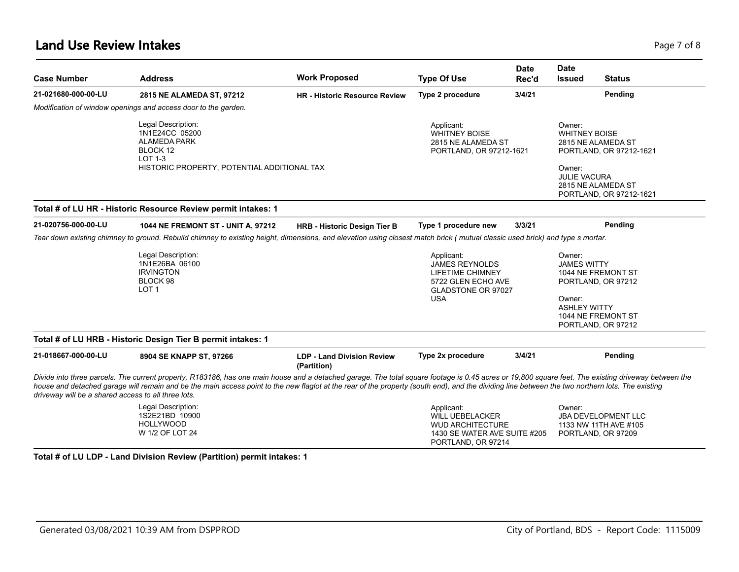## Land Use Review Intakes

| Case Number | Address | Work Proposed | Type Of Use | Date Rec'd | Date Issued | Status |
|---|---|---|---|---|---|---|
| 21-021680-000-00-LU | 2815 NE ALAMEDA ST, 97212 | HR - Historic Resource Review | Type 2 procedure | 3/4/21 | | Pending |

*Modification of window openings and access door to the garden.*

Legal Description:
1N1E24CC 05200
ALAMEDA PARK
BLOCK 12
LOT 1-3
HISTORIC PROPERTY, POTENTIAL ADDITIONAL TAX

Applicant:
WHITNEY BOISE
2815 NE ALAMEDA ST
PORTLAND, OR 97212-1621

Owner:
WHITNEY BOISE
2815 NE ALAMEDA ST
PORTLAND, OR 97212-1621

Owner:
JULIE VACURA
2815 NE ALAMEDA ST
PORTLAND, OR 97212-1621

**Total # of LU HR - Historic Resource Review permit intakes: 1**

| Case Number | Address | Work Proposed | Type Of Use | Date Rec'd | Date Issued | Status |
|---|---|---|---|---|---|---|
| 21-020756-000-00-LU | 1044 NE FREMONT ST - UNIT A, 97212 | HRB - Historic Design Tier B | Type 1 procedure new | 3/3/21 | | Pending |

*Tear down existing chimney to ground. Rebuild chimney to existing height, dimensions, and elevation using closest match brick ( mutual classic used brick) and type s mortar.*

Legal Description:
1N1E26BA 06100
IRVINGTON
BLOCK 98
LOT 1

Applicant:
JAMES REYNOLDS
LIFETIME CHIMNEY
5722 GLEN ECHO AVE
GLADSTONE OR 97027
USA

Owner:
JAMES WITTY
1044 NE FREMONT ST
PORTLAND, OR 97212

Owner:
ASHLEY WITTY
1044 NE FREMONT ST
PORTLAND, OR 97212

**Total # of LU HRB - Historic Design Tier B permit intakes: 1**

| Case Number | Address | Work Proposed | Type Of Use | Date Rec'd | Date Issued | Status |
|---|---|---|---|---|---|---|
| 21-018667-000-00-LU | 8904 SE KNAPP ST, 97266 | LDP - Land Division Review (Partition) | Type 2x procedure | 3/4/21 | | Pending |

*Divide into three parcels. The current property, R183186, has one main house and a detached garage. The total square footage is 0.45 acres or 19,800 square feet. The existing driveway between the house and detached garage will remain and be the main access point to the new flaglot at the rear of the property (south end), and the dividing line between the two northern lots. The existing driveway will be a shared access to all three lots.*

Legal Description:
1S2E21BD 10900
HOLLYWOOD
W 1/2 OF LOT 24

Applicant:
WILL UEBELACKER
WUD ARCHITECTURE
1430 SE WATER AVE SUITE #205
PORTLAND, OR 97214

Owner:
JBA DEVELOPMENT LLC
1133 NW 11TH AVE #105
PORTLAND, OR 97209

**Total # of LU LDP - Land Division Review (Partition) permit intakes: 1**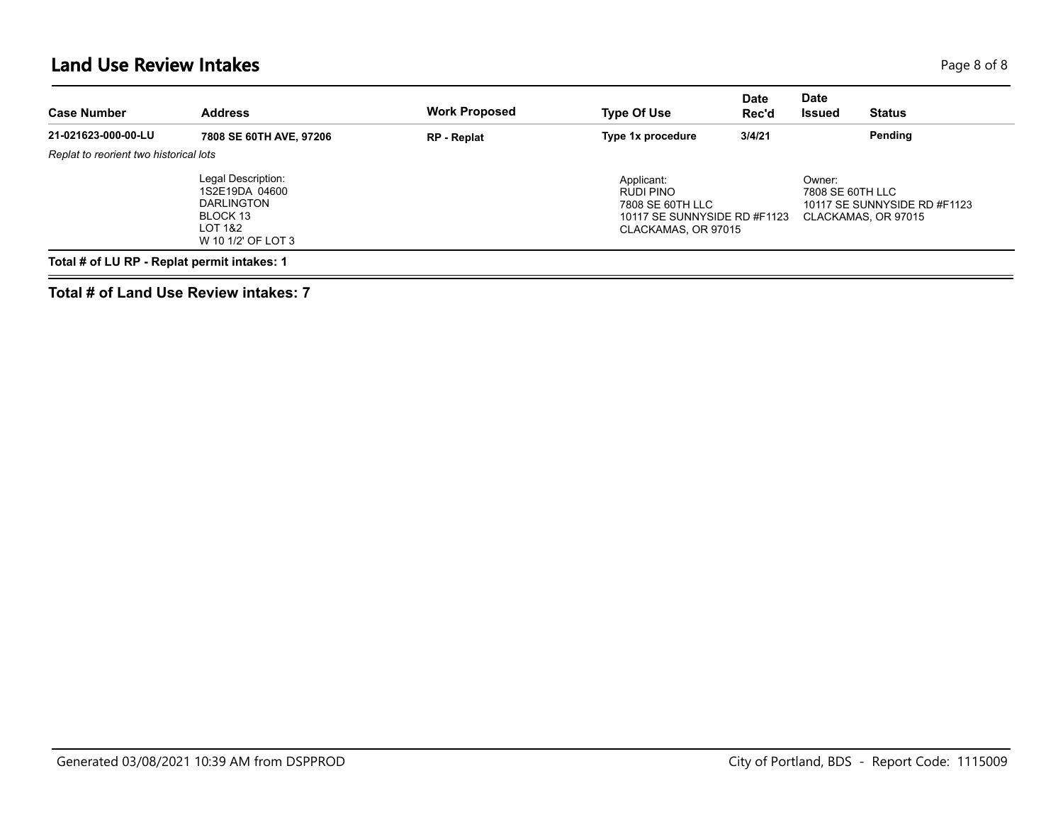# Land Use Review Intakes

| Case Number | Address | Work Proposed | Type Of Use | Date Rec'd | Date Issued | Status |
|---|---|---|---|---|---|---|
| **21-021623-000-00-LU** | **7808 SE 60TH AVE, 97206** | **RP - Replat** | **Type 1x procedure** | **3/4/21** | | **Pending** |

*Replat to reorient two historical lots*

Legal Description:
1S2E19DA 04600
DARLINGTON
BLOCK 13
LOT 1&2
W 10 1/2' OF LOT 3

Applicant:
RUDI PINO
7808 SE 60TH LLC
10117 SE SUNNYSIDE RD #F1123
CLACKAMAS, OR 97015

Owner:
7808 SE 60TH LLC
10117 SE SUNNYSIDE RD #F1123
CLACKAMAS, OR 97015

**Total # of LU RP - Replat permit intakes: 1**

**Total # of Land Use Review intakes: 7**